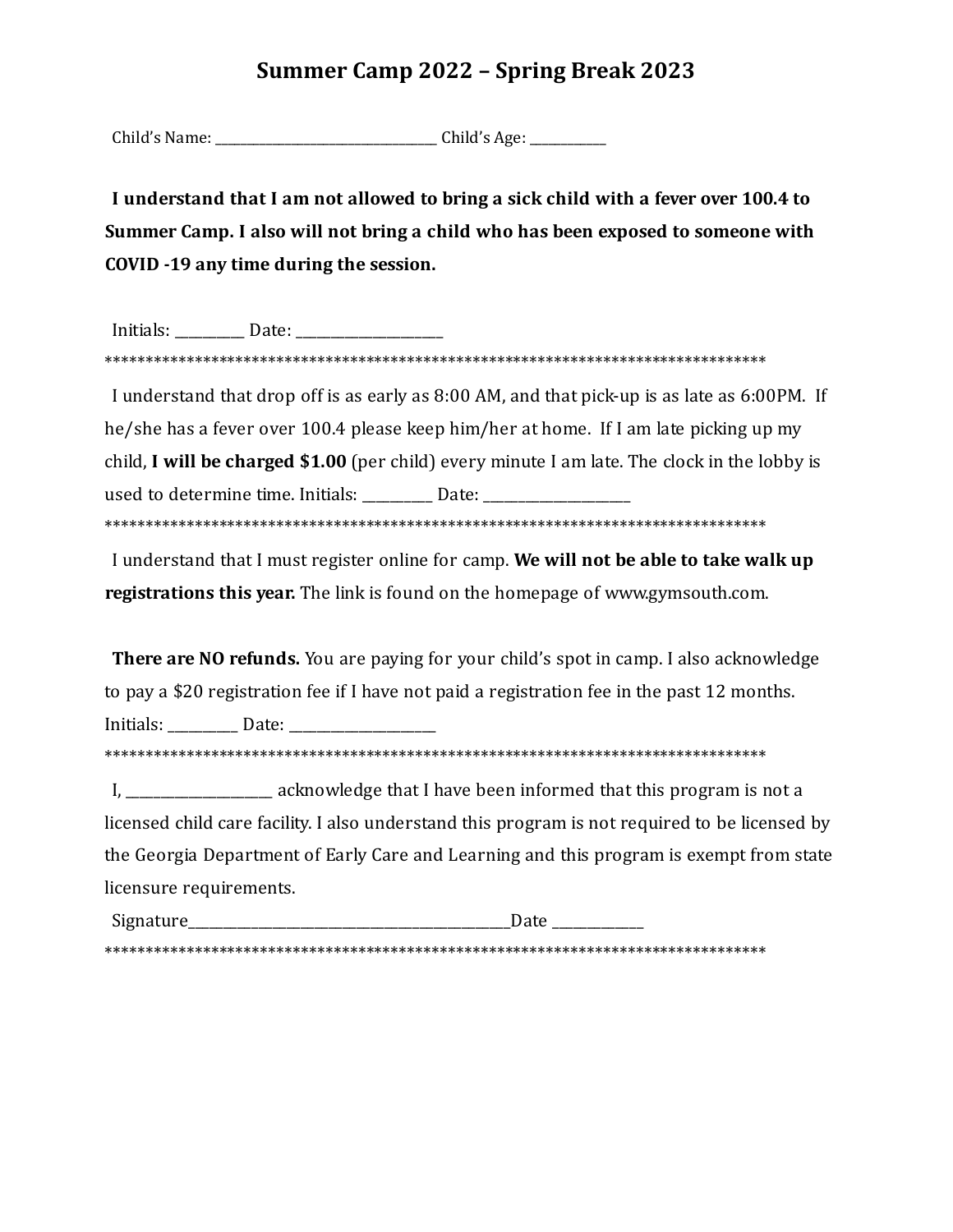# Summer Camp 2022 – Spring Break 2023

Child's Name: ________________________________ Child's Age: ___________

**I understand that I am not allowed to bring a sick child with a fever over 100.4 to Summer Camp. I also will not bring a child who has been exposed to someone with COVID -19 any time during the session.**

Initials: _________ Date: ____________________

************************************************************************************

I understand that drop off is as early as 8:00 AM, and that pick-up is as late as 6:00PM. If he/she has a fever over 100.4 please keep him/her at home. If I am late picking up my child, **I will be charged $1.00** (per child) every minute I am late. The clock in the lobby is used to determine time. Initials: _________ Date: ____________________

************************************************************************************

I understand that I must register online for camp. **We will not be able to take walk up registrations this year.** The link is found on the homepage of www.gymsouth.com.

**There are NO refunds.** You are paying for your child's spot in camp. I also acknowledge to pay a $20 registration fee if I have not paid a registration fee in the past 12 months.
Initials: _________ Date: ____________________

************************************************************************************

I, ____________________ acknowledge that I have been informed that this program is not a licensed child care facility. I also understand this program is not required to be licensed by the Georgia Department of Early Care and Learning and this program is exempt from state licensure requirements.

Signature______________________________________________Date ____________

************************************************************************************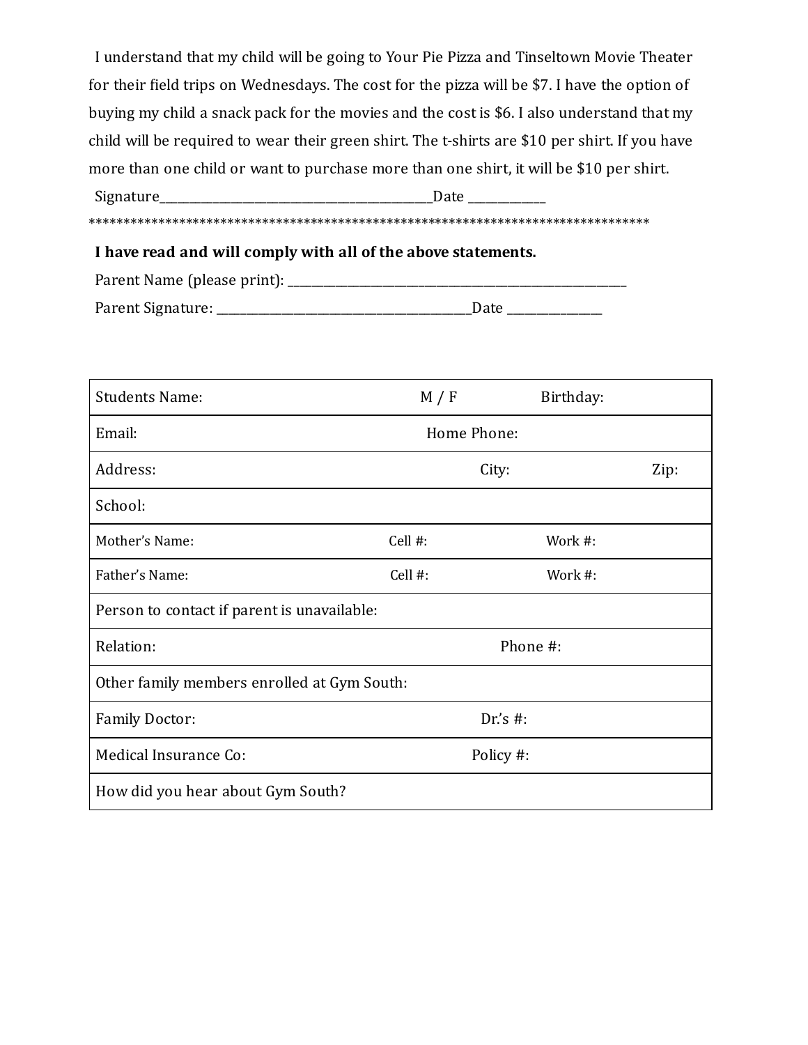I understand that my child will be going to Your Pie Pizza and Tinseltown Movie Theater for their field trips on Wednesdays. The cost for the pizza will be $7. I have the option of buying my child a snack pack for the movies and the cost is $6. I also understand that my child will be required to wear their green shirt. The t-shirts are $10 per shirt. If you have more than one child or want to purchase more than one shirt, it will be $10 per shirt.

Signature_____________________________________________Date _____________

*********************************************************************************

**I have read and will comply with all of the above statements.**

Parent Name (please print): ___________________________________________________________

Parent Signature: __________________________________________Date ________________

| Students Name: | M / F | Birthday: |
|---|---|---|
| Email: | Home Phone: | |
| Address: | City: | Zip: |
| School: | | |
| Mother's Name: | Cell #: | Work #: |
| Father's Name: | Cell #: | Work #: |
| Person to contact if parent is unavailable: | | |
| Relation: | Phone #: | |
| Other family members enrolled at Gym South: | | |
| Family Doctor: | Dr.'s #: | |
| Medical Insurance Co: | Policy #: | |
| How did you hear about Gym South? | | |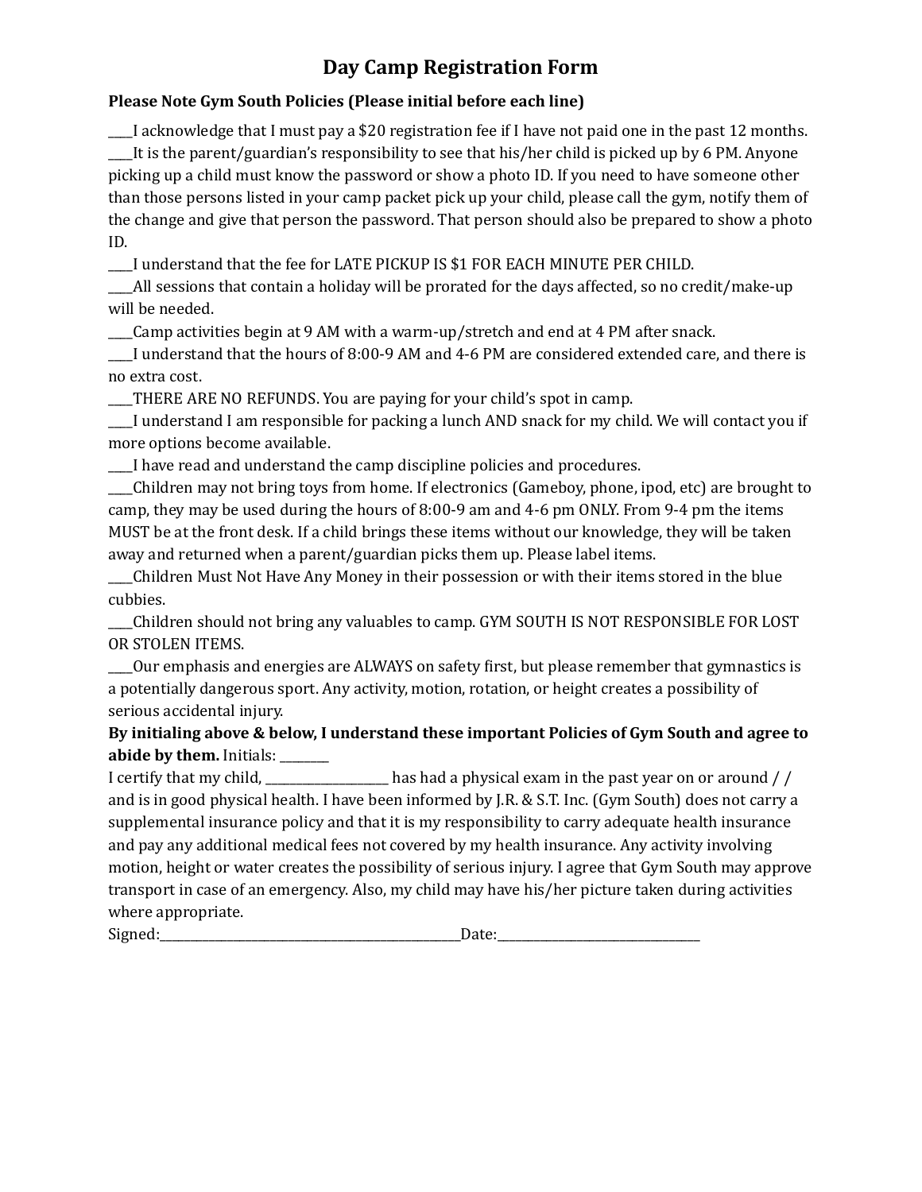# Day Camp Registration Form

**Please Note Gym South Policies (Please initial before each line)**

____I acknowledge that I must pay a $20 registration fee if I have not paid one in the past 12 months.

____It is the parent/guardian's responsibility to see that his/her child is picked up by 6 PM. Anyone picking up a child must know the password or show a photo ID. If you need to have someone other than those persons listed in your camp packet pick up your child, please call the gym, notify them of the change and give that person the password. That person should also be prepared to show a photo ID.

____I understand that the fee for LATE PICKUP IS $1 FOR EACH MINUTE PER CHILD.

____All sessions that contain a holiday will be prorated for the days affected, so no credit/make-up will be needed.

____Camp activities begin at 9 AM with a warm-up/stretch and end at 4 PM after snack.

____I understand that the hours of 8:00-9 AM and 4-6 PM are considered extended care, and there is no extra cost.

____THERE ARE NO REFUNDS. You are paying for your child's spot in camp.

____I understand I am responsible for packing a lunch AND snack for my child. We will contact you if more options become available.

____I have read and understand the camp discipline policies and procedures.

____Children may not bring toys from home. If electronics (Gameboy, phone, ipod, etc) are brought to camp, they may be used during the hours of 8:00-9 am and 4-6 pm ONLY. From 9-4 pm the items MUST be at the front desk. If a child brings these items without our knowledge, they will be taken away and returned when a parent/guardian picks them up. Please label items.

____Children Must Not Have Any Money in their possession or with their items stored in the blue cubbies.

____Children should not bring any valuables to camp. GYM SOUTH IS NOT RESPONSIBLE FOR LOST OR STOLEN ITEMS.

____Our emphasis and energies are ALWAYS on safety first, but please remember that gymnastics is a potentially dangerous sport. Any activity, motion, rotation, or height creates a possibility of serious accidental injury.

**By initialing above & below, I understand these important Policies of Gym South and agree to abide by them.** Initials: ________

I certify that my child, ____________________ has had a physical exam in the past year on or around / / and is in good physical health. I have been informed by J.R. & S.T. Inc. (Gym South) does not carry a supplemental insurance policy and that it is my responsibility to carry adequate health insurance and pay any additional medical fees not covered by my health insurance. Any activity involving motion, height or water creates the possibility of serious injury. I agree that Gym South may approve transport in case of an emergency. Also, my child may have his/her picture taken during activities where appropriate.

Signed:__________________________________________________Date:________________________________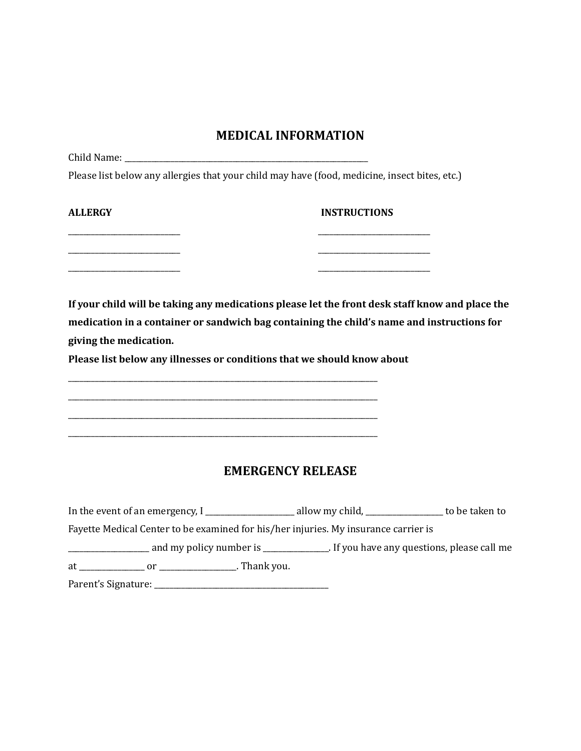## MEDICAL INFORMATION

Child Name: ___________________________________________________________

Please list below any allergies that your child may have (food, medicine, insect bites, etc.)

| ALLERGY | INSTRUCTIONS |
| --- | --- |
| ____________________________ | ____________________________ |
| ____________________________ | ____________________________ |
| ____________________________ | ____________________________ |

**If your child will be taking any medications please let the front desk staff know and place the medication in a container or sandwich bag containing the child's name and instructions for giving the medication.**

**Please list below any illnesses or conditions that we should know about**

______________________________________________________________________________

______________________________________________________________________________

______________________________________________________________________________

______________________________________________________________________________

## EMERGENCY RELEASE

In the event of an emergency, I _____________________ allow my child, __________________ to be taken to Fayette Medical Center to be examined for his/her injuries. My insurance carrier is ___________________ and my policy number is _______________. If you have any questions, please call me at _______________ or __________________. Thank you.

Parent's Signature: ___________________________________________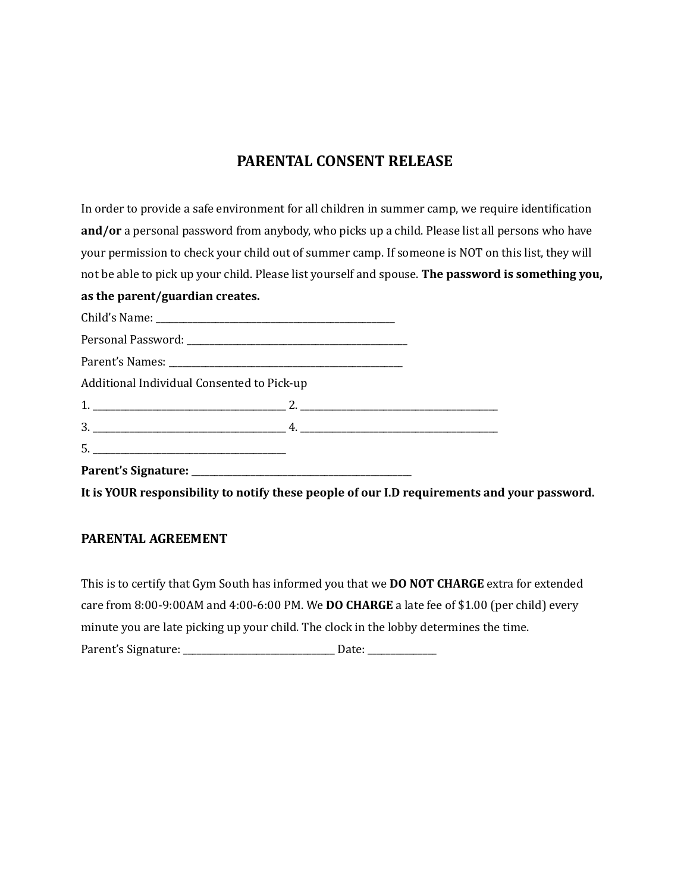# PARENTAL CONSENT RELEASE

In order to provide a safe environment for all children in summer camp, we require identification **and/or** a personal password from anybody, who picks up a child. Please list all persons who have your permission to check your child out of summer camp. If someone is NOT on this list, they will not be able to pick up your child. Please list yourself and spouse. **The password is something you, as the parent/guardian creates.**

Child's Name: ______________________________________________

Personal Password: ______________________________________________

Parent's Names: ______________________________________________

Additional Individual Consented to Pick-up

1. ______________________________________ 2. ______________________________________

3. ______________________________________ 4. ______________________________________

5. ______________________________________

**Parent's Signature: ______________________________________________**

**It is YOUR responsibility to notify these people of our I.D requirements and your password.**

## PARENTAL AGREEMENT

This is to certify that Gym South has informed you that we **DO NOT CHARGE** extra for extended care from 8:00-9:00AM and 4:00-6:00 PM. We **DO CHARGE** a late fee of $1.00 (per child) every minute you are late picking up your child. The clock in the lobby determines the time.

Parent's Signature: ______________________________ Date: ______________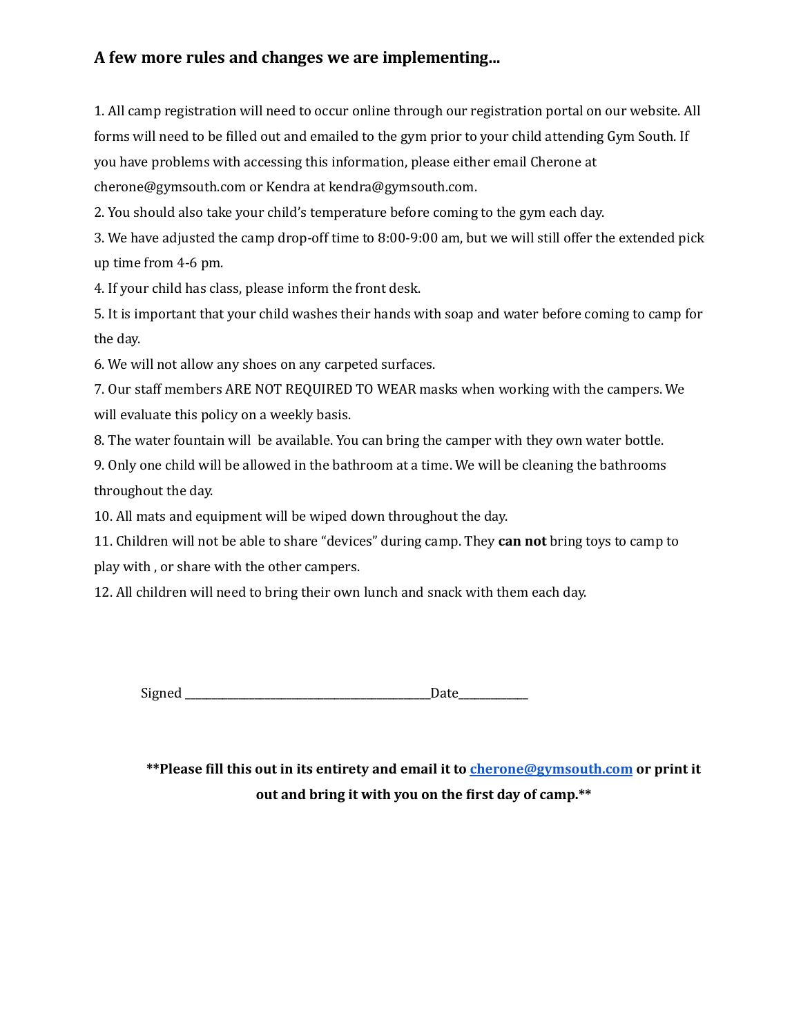## A few more rules and changes we are implementing...

1. All camp registration will need to occur online through our registration portal on our website. All forms will need to be filled out and emailed to the gym prior to your child attending Gym South. If you have problems with accessing this information, please either email Cherone at cherone@gymsouth.com or Kendra at kendra@gymsouth.com.
2. You should also take your child's temperature before coming to the gym each day.
3. We have adjusted the camp drop-off time to 8:00-9:00 am, but we will still offer the extended pick up time from 4-6 pm.
4. If your child has class, please inform the front desk.
5. It is important that your child washes their hands with soap and water before coming to camp for the day.
6. We will not allow any shoes on any carpeted surfaces.
7. Our staff members ARE NOT REQUIRED TO WEAR masks when working with the campers. We will evaluate this policy on a weekly basis.
8. The water fountain will  be available. You can bring the camper with they own water bottle.
9. Only one child will be allowed in the bathroom at a time. We will be cleaning the bathrooms throughout the day.
10. All mats and equipment will be wiped down throughout the day.
11. Children will not be able to share "devices" during camp. They **can not** bring toys to camp to play with , or share with the other campers.
12. All children will need to bring their own lunch and snack with them each day.

Signed ___________________________________________Date____________

**\*\*Please fill this out in its entirety and email it to [cherone@gymsouth.com](mailto:cherone@gymsouth.com) or print it out and bring it with you on the first day of camp.\*\***